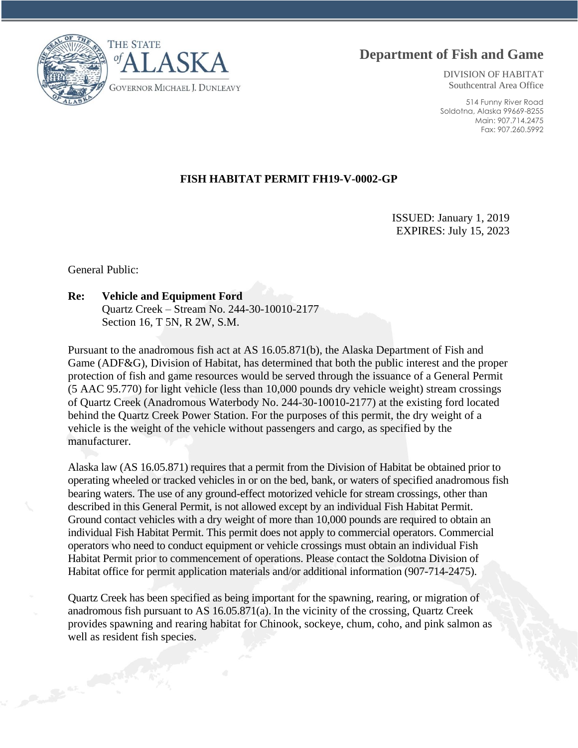THE STATE of ALASKA

GOVERNOR MICHAEL J. DUNLEAVY

# Department of Fish and Game

DIVISION OF HABITAT
Southcentral Area Office

514 Funny River Road
Soldotna, Alaska 99669-8255
Main: 907.714.2475
Fax: 907.260.5992

## FISH HABITAT PERMIT FH19-V-0002-GP

ISSUED: January 1, 2019
EXPIRES: July 15, 2023

General Public:

**Re: Vehicle and Equipment Ford**
Quartz Creek – Stream No. 244-30-10010-2177
Section 16, T 5N, R 2W, S.M.

Pursuant to the anadromous fish act at AS 16.05.871(b), the Alaska Department of Fish and Game (ADF&G), Division of Habitat, has determined that both the public interest and the proper protection of fish and game resources would be served through the issuance of a General Permit (5 AAC 95.770) for light vehicle (less than 10,000 pounds dry vehicle weight) stream crossings of Quartz Creek (Anadromous Waterbody No. 244-30-10010-2177) at the existing ford located behind the Quartz Creek Power Station. For the purposes of this permit, the dry weight of a vehicle is the weight of the vehicle without passengers and cargo, as specified by the manufacturer.

Alaska law (AS 16.05.871) requires that a permit from the Division of Habitat be obtained prior to operating wheeled or tracked vehicles in or on the bed, bank, or waters of specified anadromous fish bearing waters. The use of any ground-effect motorized vehicle for stream crossings, other than described in this General Permit, is not allowed except by an individual Fish Habitat Permit. Ground contact vehicles with a dry weight of more than 10,000 pounds are required to obtain an individual Fish Habitat Permit. This permit does not apply to commercial operators. Commercial operators who need to conduct equipment or vehicle crossings must obtain an individual Fish Habitat Permit prior to commencement of operations. Please contact the Soldotna Division of Habitat office for permit application materials and/or additional information (907-714-2475).

Quartz Creek has been specified as being important for the spawning, rearing, or migration of anadromous fish pursuant to AS 16.05.871(a). In the vicinity of the crossing, Quartz Creek provides spawning and rearing habitat for Chinook, sockeye, chum, coho, and pink salmon as well as resident fish species.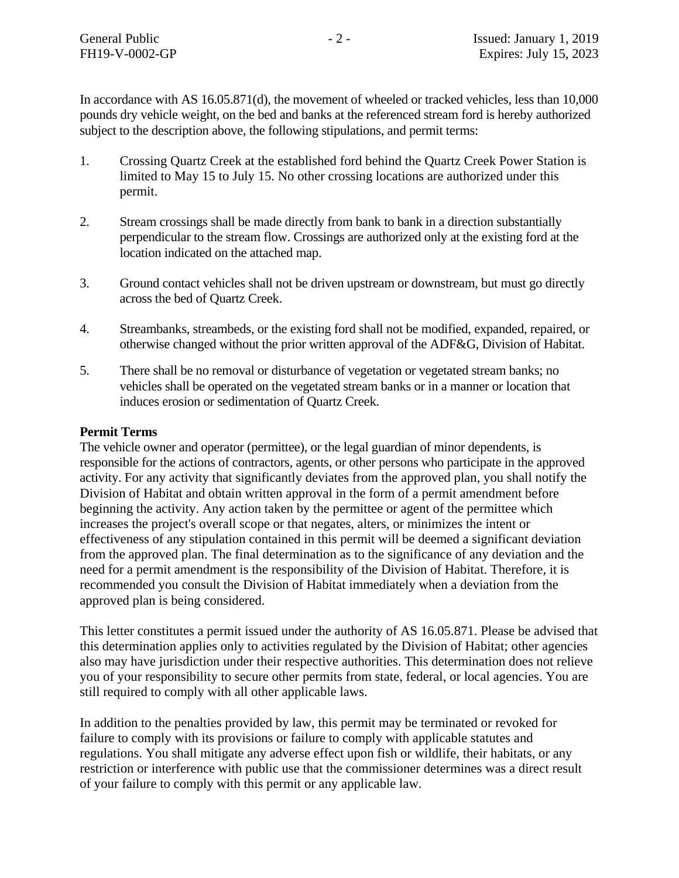In accordance with AS 16.05.871(d), the movement of wheeled or tracked vehicles, less than 10,000 pounds dry vehicle weight, on the bed and banks at the referenced stream ford is hereby authorized subject to the description above, the following stipulations, and permit terms:

1. Crossing Quartz Creek at the established ford behind the Quartz Creek Power Station is limited to May 15 to July 15. No other crossing locations are authorized under this permit.

2. Stream crossings shall be made directly from bank to bank in a direction substantially perpendicular to the stream flow. Crossings are authorized only at the existing ford at the location indicated on the attached map.

3. Ground contact vehicles shall not be driven upstream or downstream, but must go directly across the bed of Quartz Creek.

4. Streambanks, streambeds, or the existing ford shall not be modified, expanded, repaired, or otherwise changed without the prior written approval of the ADF&G, Division of Habitat.

5. There shall be no removal or disturbance of vegetation or vegetated stream banks; no vehicles shall be operated on the vegetated stream banks or in a manner or location that induces erosion or sedimentation of Quartz Creek.

**Permit Terms**

The vehicle owner and operator (permittee), or the legal guardian of minor dependents, is responsible for the actions of contractors, agents, or other persons who participate in the approved activity. For any activity that significantly deviates from the approved plan, you shall notify the Division of Habitat and obtain written approval in the form of a permit amendment before beginning the activity. Any action taken by the permittee or agent of the permittee which increases the project's overall scope or that negates, alters, or minimizes the intent or effectiveness of any stipulation contained in this permit will be deemed a significant deviation from the approved plan. The final determination as to the significance of any deviation and the need for a permit amendment is the responsibility of the Division of Habitat. Therefore, it is recommended you consult the Division of Habitat immediately when a deviation from the approved plan is being considered.

This letter constitutes a permit issued under the authority of AS 16.05.871. Please be advised that this determination applies only to activities regulated by the Division of Habitat; other agencies also may have jurisdiction under their respective authorities. This determination does not relieve you of your responsibility to secure other permits from state, federal, or local agencies. You are still required to comply with all other applicable laws.

In addition to the penalties provided by law, this permit may be terminated or revoked for failure to comply with its provisions or failure to comply with applicable statutes and regulations. You shall mitigate any adverse effect upon fish or wildlife, their habitats, or any restriction or interference with public use that the commissioner determines was a direct result of your failure to comply with this permit or any applicable law.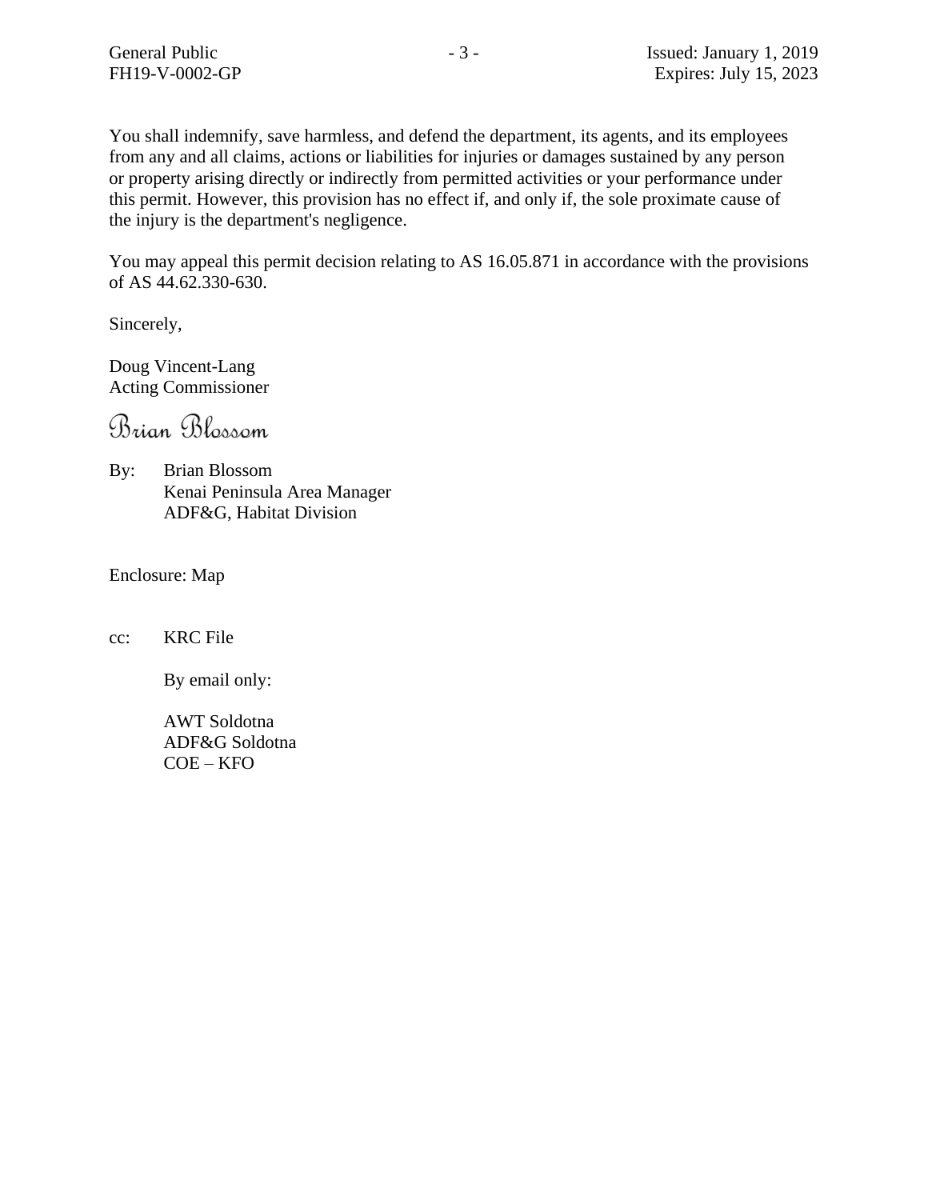You shall indemnify, save harmless, and defend the department, its agents, and its employees from any and all claims, actions or liabilities for injuries or damages sustained by any person or property arising directly or indirectly from permitted activities or your performance under this permit. However, this provision has no effect if, and only if, the sole proximate cause of the injury is the department's negligence.

You may appeal this permit decision relating to AS 16.05.871 in accordance with the provisions of AS 44.62.330-630.

Sincerely,

Doug Vincent-Lang
Acting Commissioner

*Brian Blossom*

By: Brian Blossom
Kenai Peninsula Area Manager
ADF&G, Habitat Division

Enclosure: Map

cc: KRC File

By email only:

AWT Soldotna
ADF&G Soldotna
COE – KFO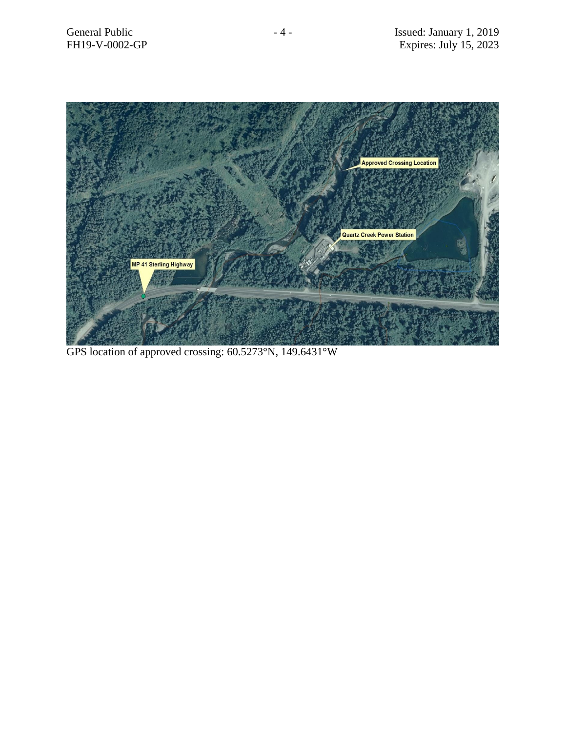Approved Crossing Location

Quartz Creek Power Station

MP 41 Sterling Highway

GPS location of approved crossing: 60.5273°N, 149.6431°W